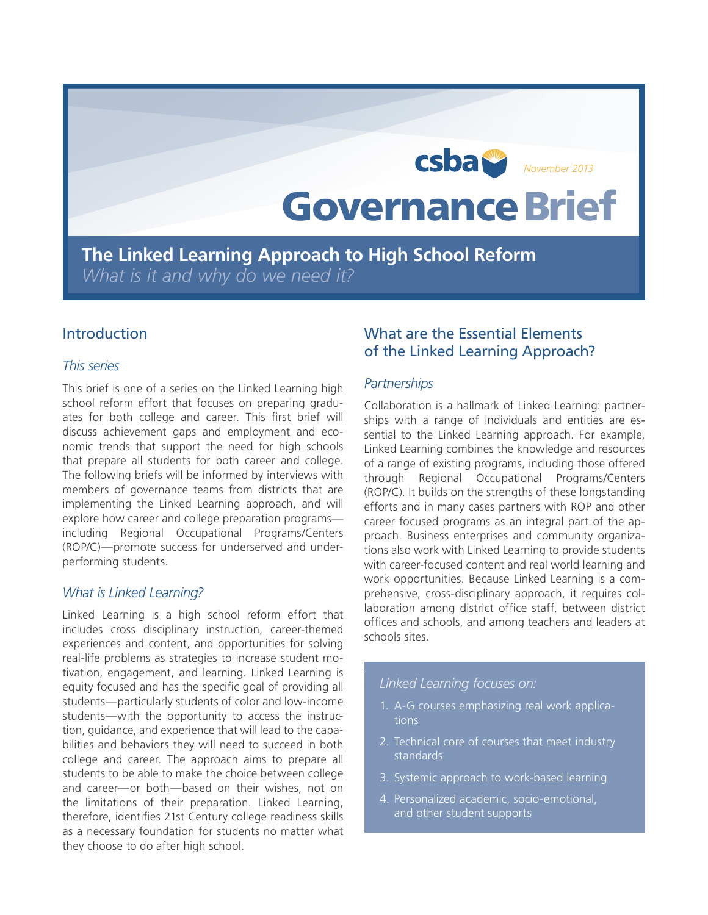csba

November 2013

# Governance Brief

## The Linked Learning Approach to High School Reform

*What is it and why do we need it?*

## Introduction

### *This series*

This brief is one of a series on the Linked Learning high school reform effort that focuses on preparing graduates for both college and career. This first brief will discuss achievement gaps and employment and economic trends that support the need for high schools that prepare all students for both career and college. The following briefs will be informed by interviews with members of governance teams from districts that are implementing the Linked Learning approach, and will explore how career and college preparation programs—including Regional Occupational Programs/Centers (ROP/C)—promote success for underserved and underperforming students.

### *What is Linked Learning?*

Linked Learning is a high school reform effort that includes cross disciplinary instruction, career-themed experiences and content, and opportunities for solving real-life problems as strategies to increase student motivation, engagement, and learning. Linked Learning is equity focused and has the specific goal of providing all students—particularly students of color and low-income students—with the opportunity to access the instruction, guidance, and experience that will lead to the capabilities and behaviors they will need to succeed in both college and career. The approach aims to prepare all students to be able to make the choice between college and career—or both—based on their wishes, not on the limitations of their preparation. Linked Learning, therefore, identifies 21st Century college readiness skills as a necessary foundation for students no matter what they choose to do after high school.

## What are the Essential Elements of the Linked Learning Approach?

### *Partnerships*

Collaboration is a hallmark of Linked Learning: partnerships with a range of individuals and entities are essential to the Linked Learning approach. For example, Linked Learning combines the knowledge and resources of a range of existing programs, including those offered through Regional Occupational Programs/Centers (ROP/C). It builds on the strengths of these longstanding efforts and in many cases partners with ROP and other career focused programs as an integral part of the approach. Business enterprises and community organizations also work with Linked Learning to provide students with career-focused content and real world learning and work opportunities. Because Linked Learning is a comprehensive, cross-disciplinary approach, it requires collaboration among district office staff, between district offices and schools, and among teachers and leaders at schools sites.

*Linked Learning focuses on:*

1. A-G courses emphasizing real work applications
2. Technical core of courses that meet industry standards
3. Systemic approach to work-based learning
4. Personalized academic, socio-emotional, and other student supports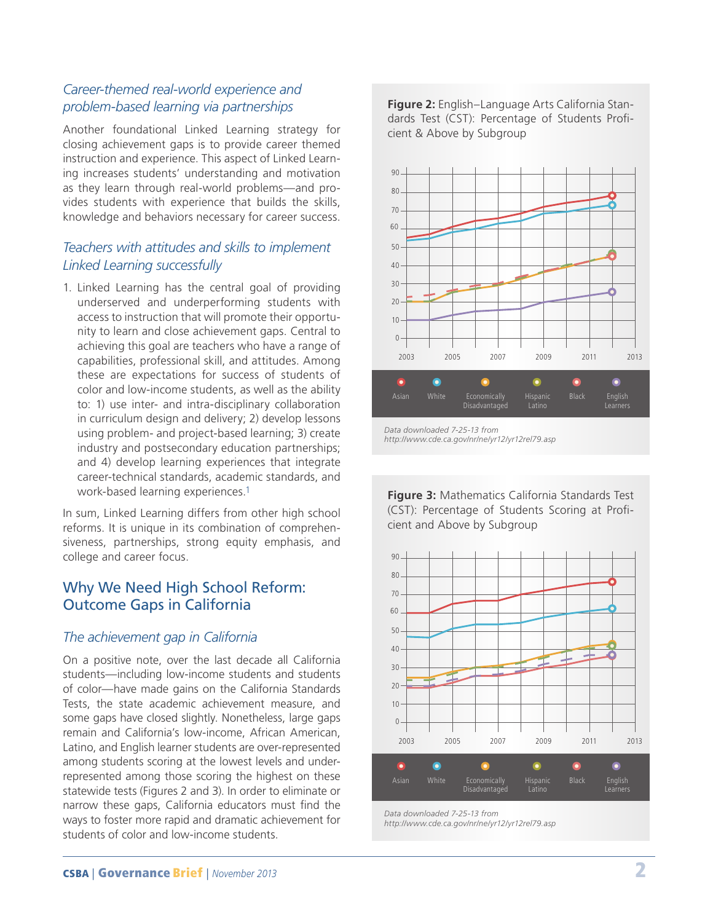### *Career-themed real-world experience and problem-based learning via partnerships*

Another foundational Linked Learning strategy for closing achievement gaps is to provide career themed instruction and experience. This aspect of Linked Learning increases students' understanding and motivation as they learn through real-world problems—and provides students with experience that builds the skills, knowledge and behaviors necessary for career success.

### *Teachers with attitudes and skills to implement Linked Learning successfully*

1. Linked Learning has the central goal of providing underserved and underperforming students with access to instruction that will promote their opportunity to learn and close achievement gaps. Central to achieving this goal are teachers who have a range of capabilities, professional skill, and attitudes. Among these are expectations for success of students of color and low-income students, as well as the ability to: 1) use inter- and intra-disciplinary collaboration in curriculum design and delivery; 2) develop lessons using problem- and project-based learning; 3) create industry and postsecondary education partnerships; and 4) develop learning experiences that integrate career-technical standards, academic standards, and work-based learning experiences.[1]

In sum, Linked Learning differs from other high school reforms. It is unique in its combination of comprehensiveness, partnerships, strong equity emphasis, and college and career focus.

## Why We Need High School Reform: Outcome Gaps in California

### *The achievement gap in California*

On a positive note, over the last decade all California students—including low-income students and students of color—have made gains on the California Standards Tests, the state academic achievement measure, and some gaps have closed slightly. Nonetheless, large gaps remain and California's low-income, African American, Latino, and English learner students are over-represented among students scoring at the lowest levels and under-represented among those scoring the highest on these statewide tests (Figures 2 and 3). In order to eliminate or narrow these gaps, California educators must find the ways to foster more rapid and dramatic achievement for students of color and low-income students.

**Figure 2:** English–Language Arts California Standards Test (CST): Percentage of Students Proficient & Above by Subgroup

Legend: Asian, White, Economically Disadvantaged, Hispanic Latino, Black, English Learners

*Data downloaded 7-25-13 from http://www.cde.ca.gov/nr/ne/yr12/yr12rel79.asp*

**Figure 3:** Mathematics California Standards Test (CST): Percentage of Students Scoring at Proficient and Above by Subgroup

Legend: Asian, White, Economically Disadvantaged, Hispanic Latino, Black, English Learners

*Data downloaded 7-25-13 from http://www.cde.ca.gov/nr/ne/yr12/yr12rel79.asp*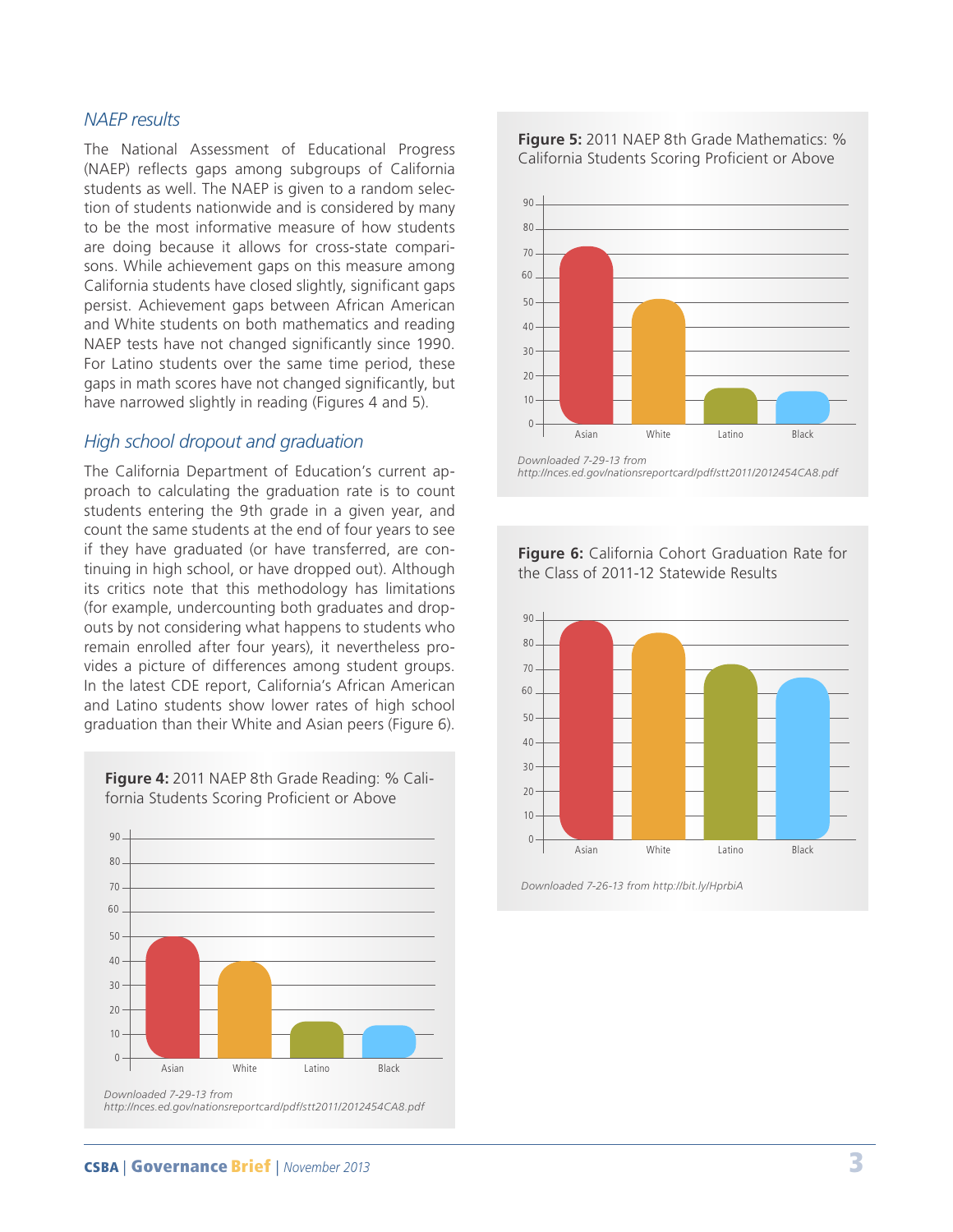## NAEP results

The National Assessment of Educational Progress (NAEP) reflects gaps among subgroups of California students as well. The NAEP is given to a random selection of students nationwide and is considered by many to be the most informative measure of how students are doing because it allows for cross-state comparisons. While achievement gaps on this measure among California students have closed slightly, significant gaps persist. Achievement gaps between African American and White students on both mathematics and reading NAEP tests have not changed significantly since 1990. For Latino students over the same time period, these gaps in math scores have not changed significantly, but have narrowed slightly in reading (Figures 4 and 5).

## High school dropout and graduation

The California Department of Education's current approach to calculating the graduation rate is to count students entering the 9th grade in a given year, and count the same students at the end of four years to see if they have graduated (or have transferred, are continuing in high school, or have dropped out). Although its critics note that this methodology has limitations (for example, undercounting both graduates and dropouts by not considering what happens to students who remain enrolled after four years), it nevertheless provides a picture of differences among student groups. In the latest CDE report, California's African American and Latino students show lower rates of high school graduation than their White and Asian peers (Figure 6).

**Figure 4:** 2011 NAEP 8th Grade Reading: % California Students Scoring Proficient or Above

*Downloaded 7-29-13 from http://nces.ed.gov/nationsreportcard/pdf/stt2011/2012454CA8.pdf*

**Figure 5:** 2011 NAEP 8th Grade Mathematics: % California Students Scoring Proficient or Above

*Downloaded 7-29-13 from http://nces.ed.gov/nationsreportcard/pdf/stt2011/2012454CA8.pdf*

**Figure 6:** California Cohort Graduation Rate for the Class of 2011-12 Statewide Results

*Downloaded 7-26-13 from http://bit.ly/HprbiA*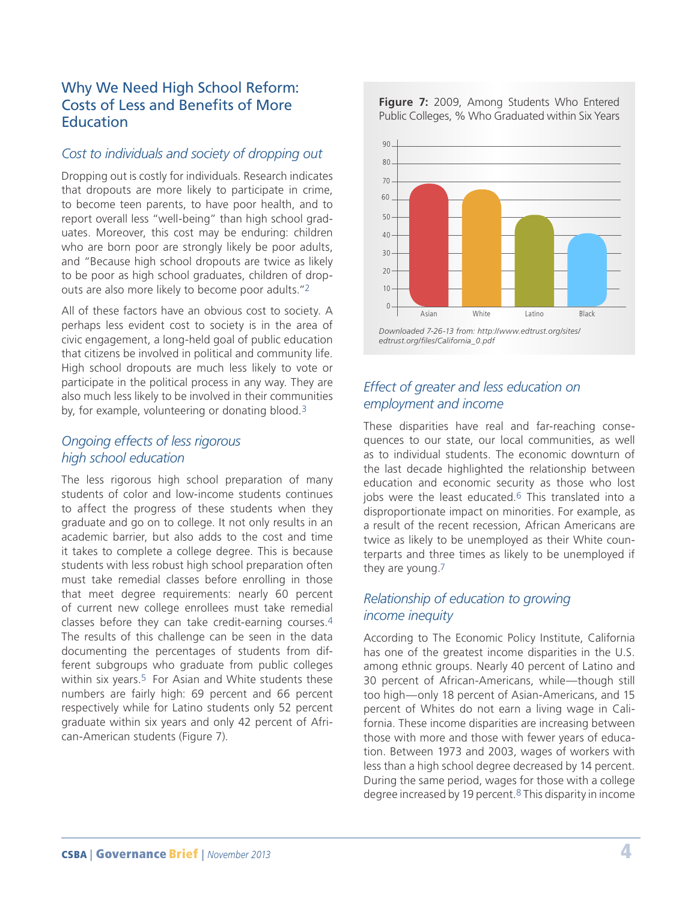## Why We Need High School Reform: Costs of Less and Benefits of More Education

### *Cost to individuals and society of dropping out*

Dropping out is costly for individuals. Research indicates that dropouts are more likely to participate in crime, to become teen parents, to have poor health, and to report overall less "well-being" than high school graduates. Moreover, this cost may be enduring: children who are born poor are strongly likely be poor adults, and "Because high school dropouts are twice as likely to be poor as high school graduates, children of dropouts are also more likely to become poor adults."[2]

All of these factors have an obvious cost to society. A perhaps less evident cost to society is in the area of civic engagement, a long-held goal of public education that citizens be involved in political and community life. High school dropouts are much less likely to vote or participate in the political process in any way. They are also much less likely to be involved in their communities by, for example, volunteering or donating blood.[3]

### *Ongoing effects of less rigorous high school education*

The less rigorous high school preparation of many students of color and low-income students continues to affect the progress of these students when they graduate and go on to college. It not only results in an academic barrier, but also adds to the cost and time it takes to complete a college degree. This is because students with less robust high school preparation often must take remedial classes before enrolling in those that meet degree requirements: nearly 60 percent of current new college enrollees must take remedial classes before they can take credit-earning courses.[4] The results of this challenge can be seen in the data documenting the percentages of students from different subgroups who graduate from public colleges within six years.[5] For Asian and White students these numbers are fairly high: 69 percent and 66 percent respectively while for Latino students only 52 percent graduate within six years and only 42 percent of African-American students (Figure 7).

**Figure 7:** 2009, Among Students Who Entered Public Colleges, % Who Graduated within Six Years

| | Asian | White | Latino | Black |
|---|---|---|---|---|
| % | 69 | 66 | 52 | 42 |

*Downloaded 7-26-13 from: http://www.edtrust.org/sites/edtrust.org/files/California_0.pdf*

### *Effect of greater and less education on employment and income*

These disparities have real and far-reaching consequences to our state, our local communities, as well as to individual students. The economic downturn of the last decade highlighted the relationship between education and economic security as those who lost jobs were the least educated.[6] This translated into a disproportionate impact on minorities. For example, as a result of the recent recession, African Americans are twice as likely to be unemployed as their White counterparts and three times as likely to be unemployed if they are young.[7]

### *Relationship of education to growing income inequity*

According to The Economic Policy Institute, California has one of the greatest income disparities in the U.S. among ethnic groups. Nearly 40 percent of Latino and 30 percent of African-Americans, while—though still too high—only 18 percent of Asian-Americans, and 15 percent of Whites do not earn a living wage in California. These income disparities are increasing between those with more and those with fewer years of education. Between 1973 and 2003, wages of workers with less than a high school degree decreased by 14 percent. During the same period, wages for those with a college degree increased by 19 percent.[8] This disparity in income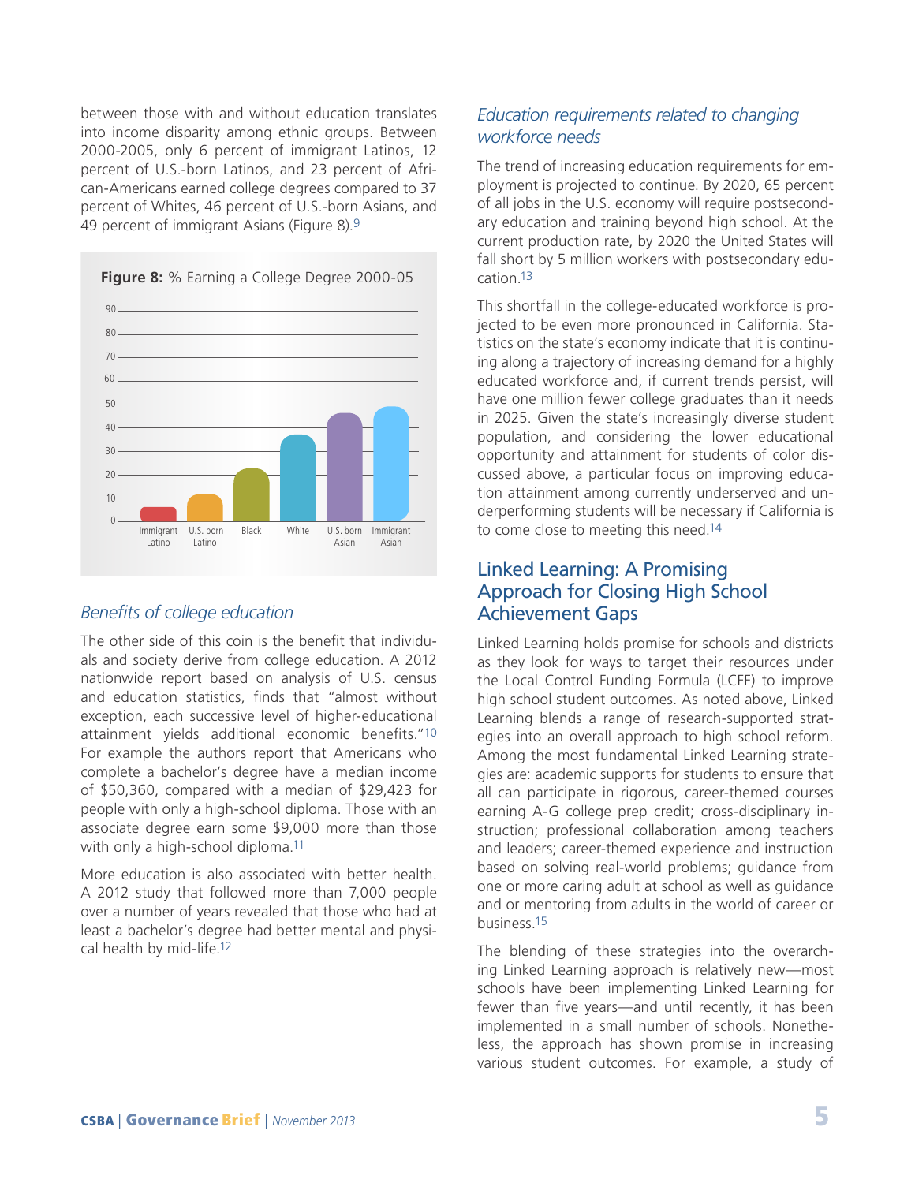between those with and without education translates into income disparity among ethnic groups. Between 2000-2005, only 6 percent of immigrant Latinos, 12 percent of U.S.-born Latinos, and 23 percent of African-Americans earned college degrees compared to 37 percent of Whites, 46 percent of U.S.-born Asians, and 49 percent of immigrant Asians (Figure 8).[9]

**Figure 8:** % Earning a College Degree 2000-05

| Group | % |
|---|---|
| Immigrant Latino | 6 |
| U.S. born Latino | 12 |
| Black | 23 |
| White | 37 |
| U.S. born Asian | 46 |
| Immigrant Asian | 49 |

### *Benefits of college education*

The other side of this coin is the benefit that individuals and society derive from college education. A 2012 nationwide report based on analysis of U.S. census and education statistics, finds that "almost without exception, each successive level of higher-educational attainment yields additional economic benefits."[10] For example the authors report that Americans who complete a bachelor's degree have a median income of $50,360, compared with a median of $29,423 for people with only a high-school diploma. Those with an associate degree earn some $9,000 more than those with only a high-school diploma.[11]

More education is also associated with better health. A 2012 study that followed more than 7,000 people over a number of years revealed that those who had at least a bachelor's degree had better mental and physical health by mid-life.[12]

### *Education requirements related to changing workforce needs*

The trend of increasing education requirements for employment is projected to continue. By 2020, 65 percent of all jobs in the U.S. economy will require postsecondary education and training beyond high school. At the current production rate, by 2020 the United States will fall short by 5 million workers with postsecondary education.[13]

This shortfall in the college-educated workforce is projected to be even more pronounced in California. Statistics on the state's economy indicate that it is continuing along a trajectory of increasing demand for a highly educated workforce and, if current trends persist, will have one million fewer college graduates than it needs in 2025. Given the state's increasingly diverse student population, and considering the lower educational opportunity and attainment for students of color discussed above, a particular focus on improving education attainment among currently underserved and underperforming students will be necessary if California is to come close to meeting this need.[14]

## Linked Learning: A Promising Approach for Closing High School Achievement Gaps

Linked Learning holds promise for schools and districts as they look for ways to target their resources under the Local Control Funding Formula (LCFF) to improve high school student outcomes. As noted above, Linked Learning blends a range of research-supported strategies into an overall approach to high school reform. Among the most fundamental Linked Learning strategies are: academic supports for students to ensure that all can participate in rigorous, career-themed courses earning A-G college prep credit; cross-disciplinary instruction; professional collaboration among teachers and leaders; career-themed experience and instruction based on solving real-world problems; guidance from one or more caring adult at school as well as guidance and or mentoring from adults in the world of career or business.[15]

The blending of these strategies into the overarching Linked Learning approach is relatively new—most schools have been implementing Linked Learning for fewer than five years—and until recently, it has been implemented in a small number of schools. Nonetheless, the approach has shown promise in increasing various student outcomes. For example, a study of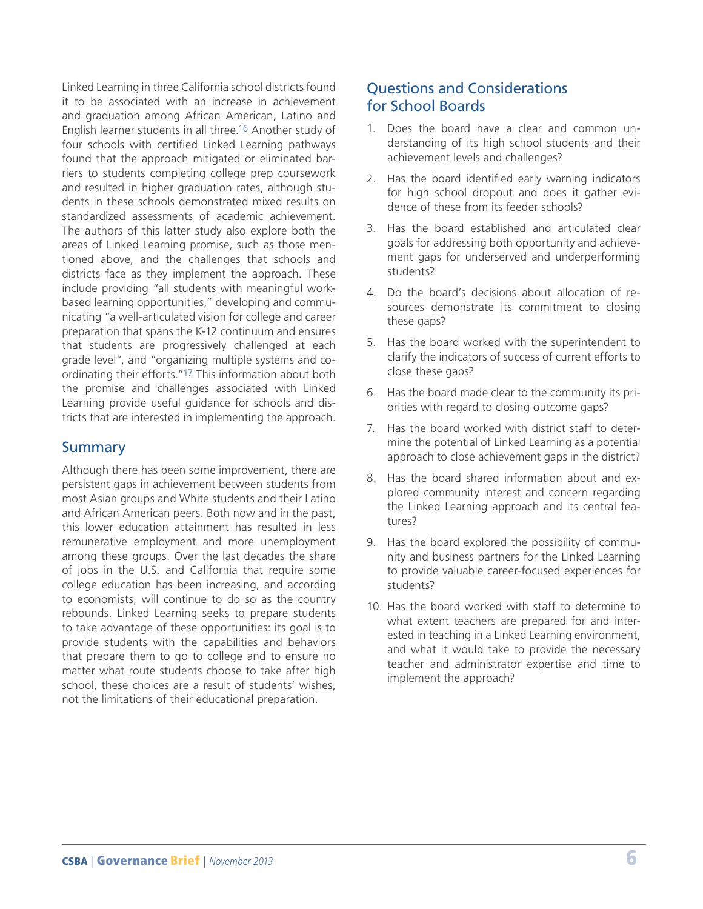Linked Learning in three California school districts found it to be associated with an increase in achievement and graduation among African American, Latino and English learner students in all three.[16] Another study of four schools with certified Linked Learning pathways found that the approach mitigated or eliminated barriers to students completing college prep coursework and resulted in higher graduation rates, although students in these schools demonstrated mixed results on standardized assessments of academic achievement. The authors of this latter study also explore both the areas of Linked Learning promise, such as those mentioned above, and the challenges that schools and districts face as they implement the approach. These include providing "all students with meaningful work-based learning opportunities," developing and communicating "a well-articulated vision for college and career preparation that spans the K-12 continuum and ensures that students are progressively challenged at each grade level", and "organizing multiple systems and coordinating their efforts."[17] This information about both the promise and challenges associated with Linked Learning provide useful guidance for schools and districts that are interested in implementing the approach.

## Summary

Although there has been some improvement, there are persistent gaps in achievement between students from most Asian groups and White students and their Latino and African American peers. Both now and in the past, this lower education attainment has resulted in less remunerative employment and more unemployment among these groups. Over the last decades the share of jobs in the U.S. and California that require some college education has been increasing, and according to economists, will continue to do so as the country rebounds. Linked Learning seeks to prepare students to take advantage of these opportunities: its goal is to provide students with the capabilities and behaviors that prepare them to go to college and to ensure no matter what route students choose to take after high school, these choices are a result of students' wishes, not the limitations of their educational preparation.

## Questions and Considerations for School Boards

1. Does the board have a clear and common understanding of its high school students and their achievement levels and challenges?
2. Has the board identified early warning indicators for high school dropout and does it gather evidence of these from its feeder schools?
3. Has the board established and articulated clear goals for addressing both opportunity and achievement gaps for underserved and underperforming students?
4. Do the board's decisions about allocation of resources demonstrate its commitment to closing these gaps?
5. Has the board worked with the superintendent to clarify the indicators of success of current efforts to close these gaps?
6. Has the board made clear to the community its priorities with regard to closing outcome gaps?
7. Has the board worked with district staff to determine the potential of Linked Learning as a potential approach to close achievement gaps in the district?
8. Has the board shared information about and explored community interest and concern regarding the Linked Learning approach and its central features?
9. Has the board explored the possibility of community and business partners for the Linked Learning to provide valuable career-focused experiences for students?
10. Has the board worked with staff to determine to what extent teachers are prepared for and interested in teaching in a Linked Learning environment, and what it would take to provide the necessary teacher and administrator expertise and time to implement the approach?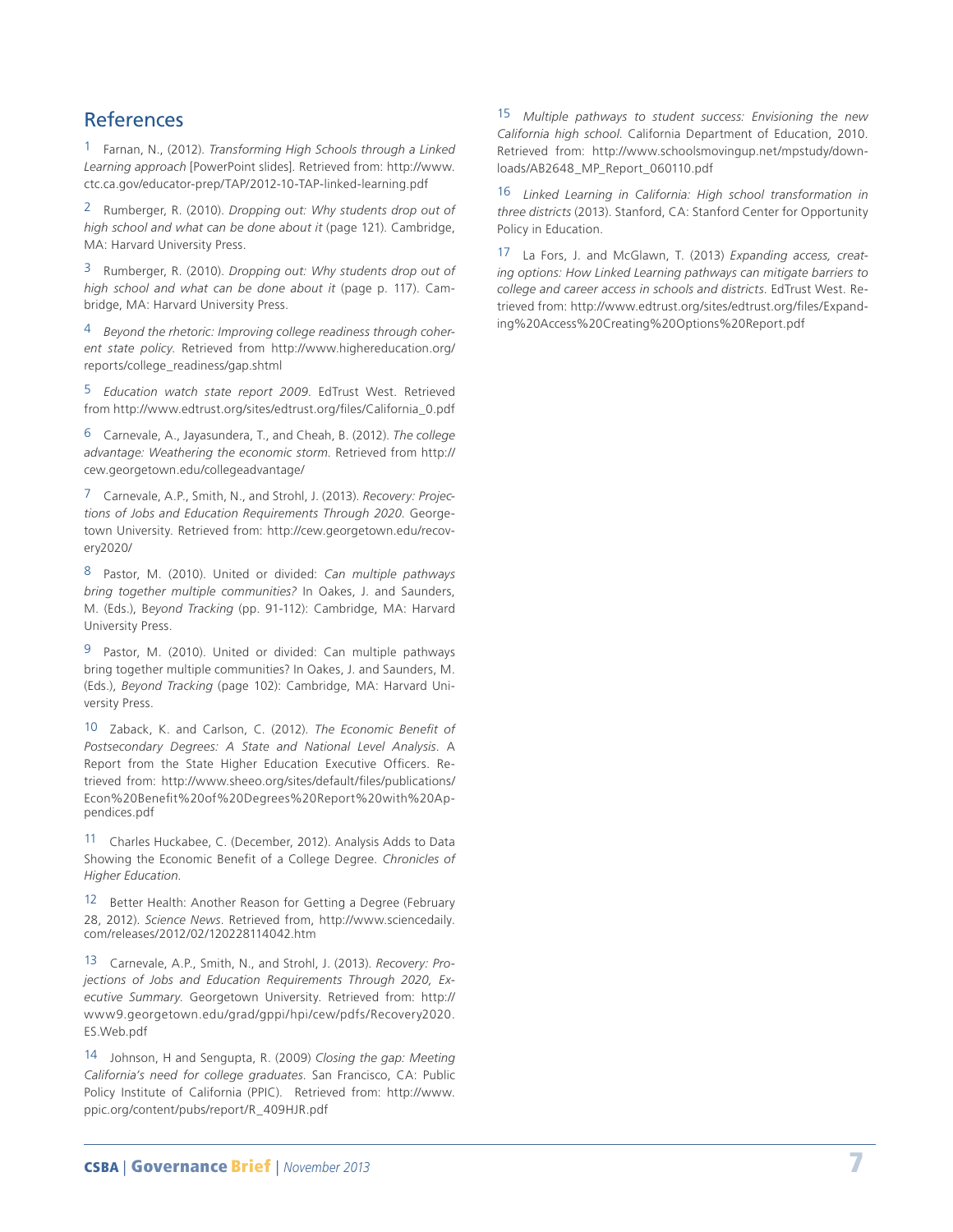## References

1 Farnan, N., (2012). *Transforming High Schools through a Linked Learning approach* [PowerPoint slides]. Retrieved from: http://www.ctc.ca.gov/educator-prep/TAP/2012-10-TAP-linked-learning.pdf

2 Rumberger, R. (2010). *Dropping out: Why students drop out of high school and what can be done about it* (page 121). Cambridge, MA: Harvard University Press.

3 Rumberger, R. (2010). *Dropping out: Why students drop out of high school and what can be done about it* (page p. 117). Cambridge, MA: Harvard University Press.

4 *Beyond the rhetoric: Improving college readiness through coherent state policy.* Retrieved from http://www.highereducation.org/reports/college_readiness/gap.shtml

5 *Education watch state report 2009*. EdTrust West. Retrieved from http://www.edtrust.org/sites/edtrust.org/files/California_0.pdf

6 Carnevale, A., Jayasundera, T., and Cheah, B. (2012). *The college advantage: Weathering the economic storm.* Retrieved from http://cew.georgetown.edu/collegeadvantage/

7 Carnevale, A.P., Smith, N., and Strohl, J. (2013). *Recovery: Projections of Jobs and Education Requirements Through 2020.* Georgetown University. Retrieved from: http://cew.georgetown.edu/recovery2020/

8 Pastor, M. (2010). United or divided: *Can multiple pathways bring together multiple communities?* In Oakes, J. and Saunders, M. (Eds.), B*eyond Tracking* (pp. 91-112): Cambridge, MA: Harvard University Press.

9 Pastor, M. (2010). United or divided: Can multiple pathways bring together multiple communities? In Oakes, J. and Saunders, M. (Eds.), *Beyond Tracking* (page 102): Cambridge, MA: Harvard University Press.

10 Zaback, K. and Carlson, C. (2012). *The Economic Benefit of Postsecondary Degrees: A State and National Level Analysis*. A Report from the State Higher Education Executive Officers. Retrieved from: http://www.sheeo.org/sites/default/files/publications/Econ%20Benefit%20of%20Degrees%20Report%20with%20Appendices.pdf

11 Charles Huckabee, C. (December, 2012). Analysis Adds to Data Showing the Economic Benefit of a College Degree. *Chronicles of Higher Education.*

12 Better Health: Another Reason for Getting a Degree (February 28, 2012). *Science News*. Retrieved from, http://www.sciencedaily.com/releases/2012/02/120228114042.htm

13 Carnevale, A.P., Smith, N., and Strohl, J. (2013). *Recovery: Projections of Jobs and Education Requirements Through 2020, Executive Summary.* Georgetown University. Retrieved from: http://www9.georgetown.edu/grad/gppi/hpi/cew/pdfs/Recovery2020.ES.Web.pdf

14 Johnson, H and Sengupta, R. (2009) *Closing the gap: Meeting California's need for college graduates.* San Francisco, CA: Public Policy Institute of California (PPIC). Retrieved from: http://www.ppic.org/content/pubs/report/R_409HJR.pdf

15 *Multiple pathways to student success: Envisioning the new California high school.* California Department of Education, 2010. Retrieved from: http://www.schoolsmovingup.net/mpstudy/downloads/AB2648_MP_Report_060110.pdf

16 *Linked Learning in California: High school transformation in three districts* (2013). Stanford, CA: Stanford Center for Opportunity Policy in Education.

17 La Fors, J. and McGlawn, T. (2013) *Expanding access, creating options: How Linked Learning pathways can mitigate barriers to college and career access in schools and districts.* EdTrust West. Retrieved from: http://www.edtrust.org/sites/edtrust.org/files/Expanding%20Access%20Creating%20Options%20Report.pdf